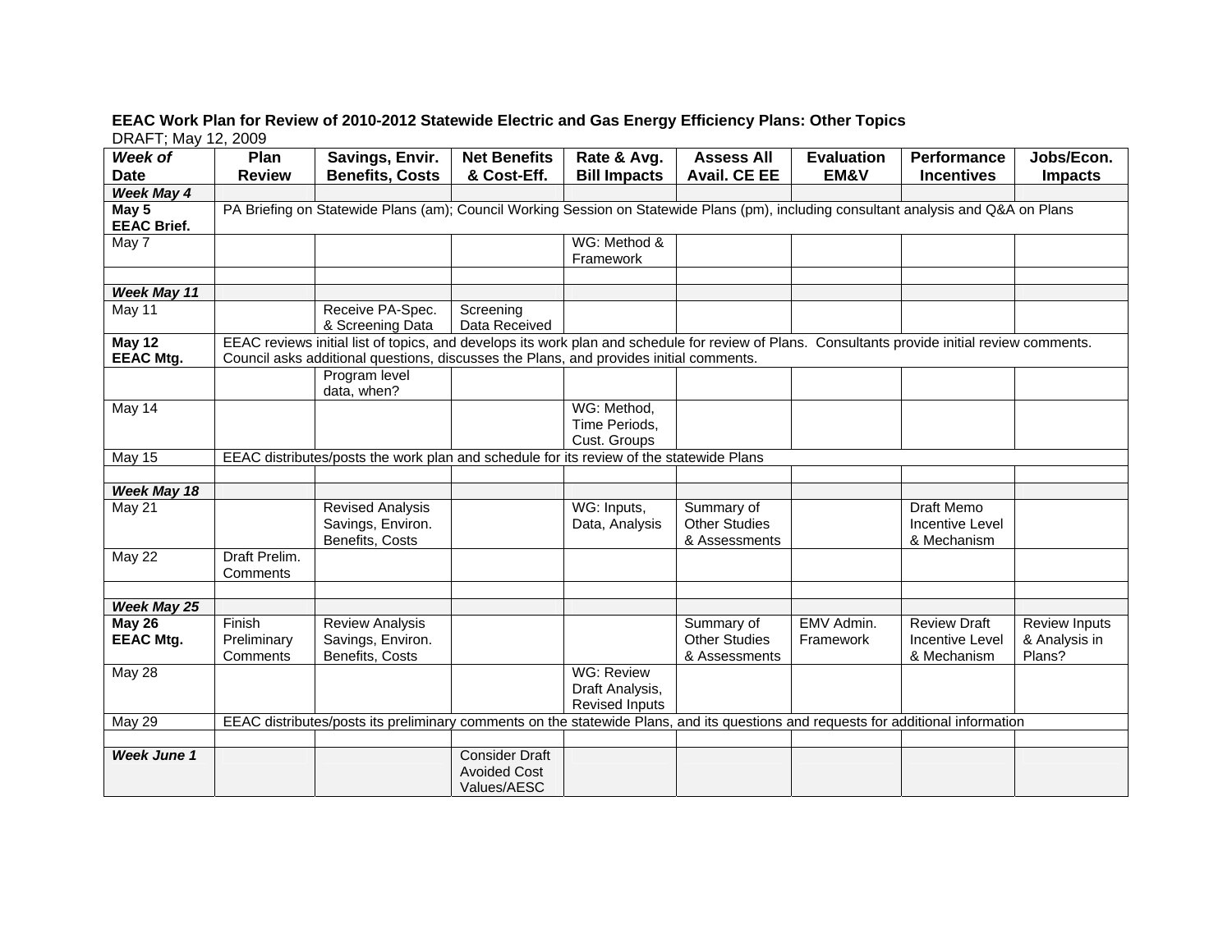**EEAC Work Plan for Review of 2010-2012 Statewide Electric and Gas Energy Efficiency Plans: Other Topics**

DRAFT; May 12, 2009

| *Week of* Date | Plan Review | Savings, Envir. Benefits, Costs | Net Benefits & Cost-Eff. | Rate & Avg. Bill Impacts | Assess All Avail. CE EE | Evaluation EM&V | Performance Incentives | Jobs/Econ. Impacts |
|---|---|---|---|---|---|---|---|---|
| ***Week May 4*** | | | | | | | | |
| **May 5 EEAC Brief.** | PA Briefing on Statewide Plans (am); Council Working Session on Statewide Plans (pm), including consultant analysis and Q&A on Plans | | | | | | | |
| May 7 | | | | WG: Method & Framework | | | | |
| | | | | | | | | |
| ***Week May 11*** | | | | | | | | |
| May 11 | | Receive PA-Spec. & Screening Data | Screening Data Received | | | | | |
| **May 12 EEAC Mtg.** | EEAC reviews initial list of topics, and develops its work plan and schedule for review of Plans. Consultants provide initial review comments. Council asks additional questions, discusses the Plans, and provides initial comments. | | | | | | | |
| | | Program level data, when? | | | | | | |
| May 14 | | | | WG: Method, Time Periods, Cust. Groups | | | | |
| May 15 | EEAC distributes/posts the work plan and schedule for its review of the statewide Plans | | | | | | | |
| | | | | | | | | |
| ***Week May 18*** | | | | | | | | |
| May 21 | | Revised Analysis Savings, Environ. Benefits, Costs | | WG: Inputs, Data, Analysis | Summary of Other Studies & Assessments | | Draft Memo Incentive Level & Mechanism | |
| May 22 | Draft Prelim. Comments | | | | | | | |
| | | | | | | | | |
| ***Week May 25*** | | | | | | | | |
| **May 26 EEAC Mtg.** | Finish Preliminary Comments | Review Analysis Savings, Environ. Benefits, Costs | | | Summary of Other Studies & Assessments | EMV Admin. Framework | Review Draft Incentive Level & Mechanism | Review Inputs & Analysis in Plans? |
| May 28 | | | | WG: Review Draft Analysis, Revised Inputs | | | | |
| May 29 | EEAC distributes/posts its preliminary comments on the statewide Plans, and its questions and requests for additional information | | | | | | | |
| | | | | | | | | |
| ***Week June 1*** | | | Consider Draft Avoided Cost Values/AESC | | | | | |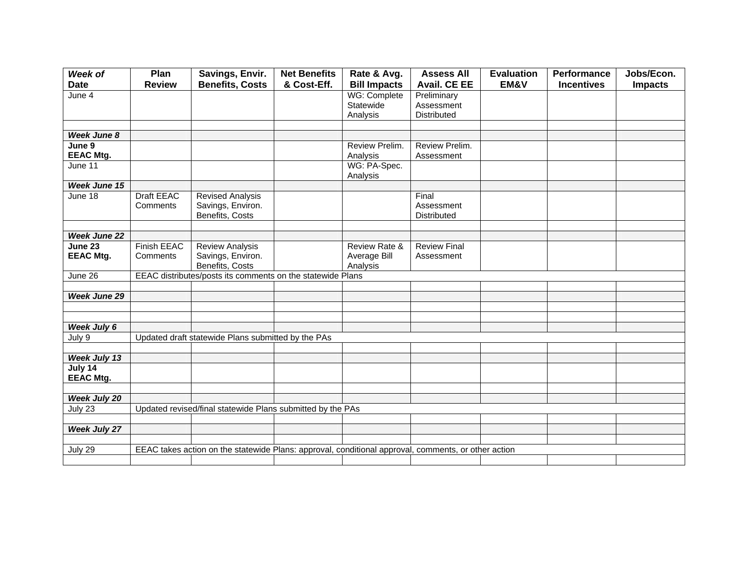| ***Week of* Date** | **Plan Review** | **Savings, Envir. Benefits, Costs** | **Net Benefits & Cost-Eff.** | **Rate & Avg. Bill Impacts** | **Assess All Avail. CE EE** | **Evaluation EM&V** | **Performance Incentives** | **Jobs/Econ. Impacts** |
|---|---|---|---|---|---|---|---|---|
| June 4 | | | | WG: Complete Statewide Analysis | Preliminary Assessment Distributed | | | |
| | | | | | | | | |
| ***Week June 8*** | | | | | | | | |
| **June 9 EEAC Mtg.** | | | | Review Prelim. Analysis | Review Prelim. Assessment | | | |
| June 11 | | | | WG: PA-Spec. Analysis | | | | |
| ***Week June 15*** | | | | | | | | |
| June 18 | Draft EEAC Comments | Revised Analysis Savings, Environ. Benefits, Costs | | | Final Assessment Distributed | | | |
| | | | | | | | | |
| ***Week June 22*** | | | | | | | | |
| **June 23 EEAC Mtg.** | Finish EEAC Comments | Review Analysis Savings, Environ. Benefits, Costs | | Review Rate & Average Bill Analysis | Review Final Assessment | | | |
| June 26 | EEAC distributes/posts its comments on the statewide Plans | | | | | | | |
| | | | | | | | | |
| ***Week June 29*** | | | | | | | | |
| | | | | | | | | |
| | | | | | | | | |
| ***Week July 6*** | | | | | | | | |
| July 9 | Updated draft statewide Plans submitted by the PAs | | | | | | | |
| | | | | | | | | |
| ***Week July 13*** | | | | | | | | |
| **July 14 EEAC Mtg.** | | | | | | | | |
| | | | | | | | | |
| ***Week July 20*** | | | | | | | | |
| July 23 | Updated revised/final statewide Plans submitted by the PAs | | | | | | | |
| | | | | | | | | |
| ***Week July 27*** | | | | | | | | |
| | | | | | | | | |
| July 29 | EEAC takes action on the statewide Plans: approval, conditional approval, comments, or other action | | | | | | | |
| | | | | | | | | |